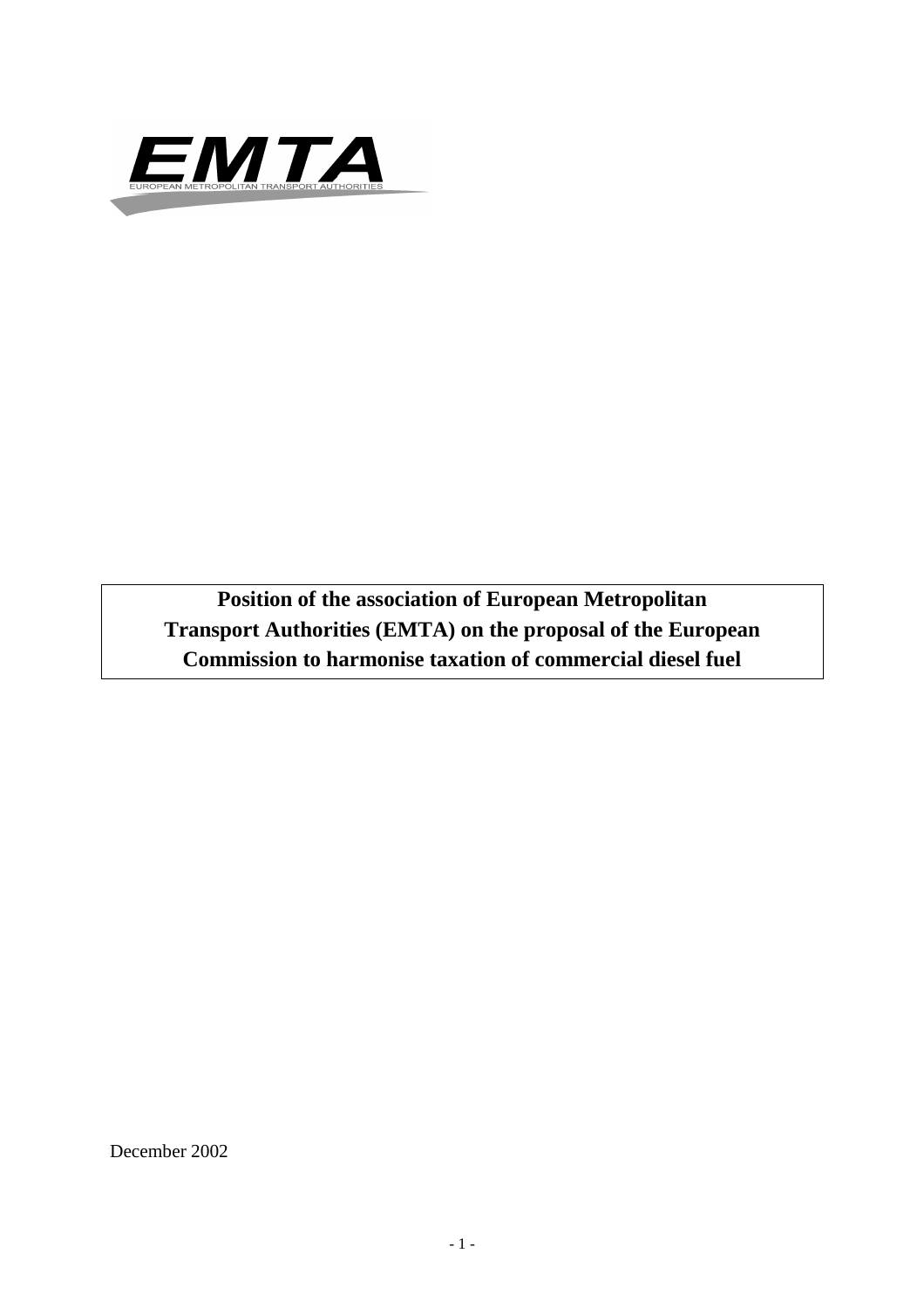EMTA

EUROPEAN METROPOLITAN TRANSPORT AUTHORITIES

**Position of the association of European Metropolitan Transport Authorities (EMTA) on the proposal of the European Commission to harmonise taxation of commercial diesel fuel**

December 2002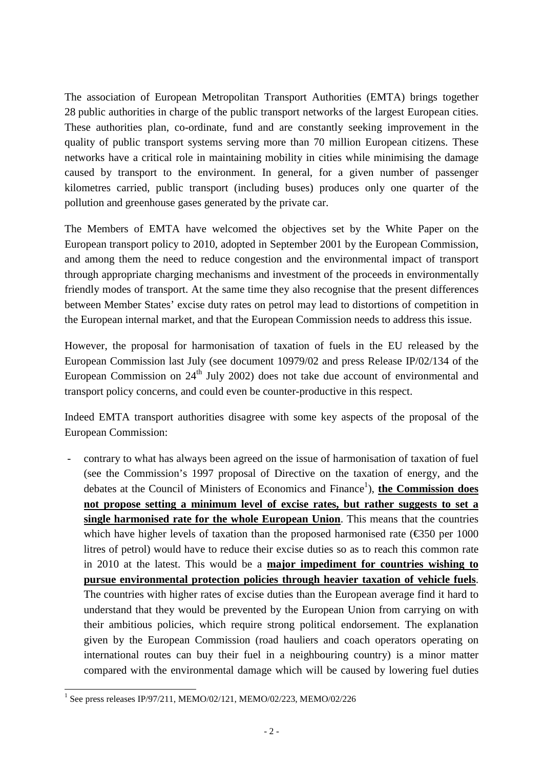The association of European Metropolitan Transport Authorities (EMTA) brings together 28 public authorities in charge of the public transport networks of the largest European cities. These authorities plan, co-ordinate, fund and are constantly seeking improvement in the quality of public transport systems serving more than 70 million European citizens. These networks have a critical role in maintaining mobility in cities while minimising the damage caused by transport to the environment. In general, for a given number of passenger kilometres carried, public transport (including buses) produces only one quarter of the pollution and greenhouse gases generated by the private car.

The Members of EMTA have welcomed the objectives set by the White Paper on the European transport policy to 2010, adopted in September 2001 by the European Commission, and among them the need to reduce congestion and the environmental impact of transport through appropriate charging mechanisms and investment of the proceeds in environmentally friendly modes of transport. At the same time they also recognise that the present differences between Member States' excise duty rates on petrol may lead to distortions of competition in the European internal market, and that the European Commission needs to address this issue.

However, the proposal for harmonisation of taxation of fuels in the EU released by the European Commission last July (see document 10979/02 and press Release IP/02/134 of the European Commission on 24th July 2002) does not take due account of environmental and transport policy concerns, and could even be counter-productive in this respect.

Indeed EMTA transport authorities disagree with some key aspects of the proposal of the European Commission:

- contrary to what has always been agreed on the issue of harmonisation of taxation of fuel (see the Commission's 1997 proposal of Directive on the taxation of energy, and the debates at the Council of Ministers of Economics and Finance[1]), **<u>the Commission does not propose setting a minimum level of excise rates, but rather suggests to set a single harmonised rate for the whole European Union</u>**. This means that the countries which have higher levels of taxation than the proposed harmonised rate (€350 per 1000 litres of petrol) would have to reduce their excise duties so as to reach this common rate in 2010 at the latest. This would be a **<u>major impediment for countries wishing to pursue environmental protection policies through heavier taxation of vehicle fuels</u>**. The countries with higher rates of excise duties than the European average find it hard to understand that they would be prevented by the European Union from carrying on with their ambitious policies, which require strong political endorsement. The explanation given by the European Commission (road hauliers and coach operators operating on international routes can buy their fuel in a neighbouring country) is a minor matter compared with the environmental damage which will be caused by lowering fuel duties

[1] See press releases IP/97/211, MEMO/02/121, MEMO/02/223, MEMO/02/226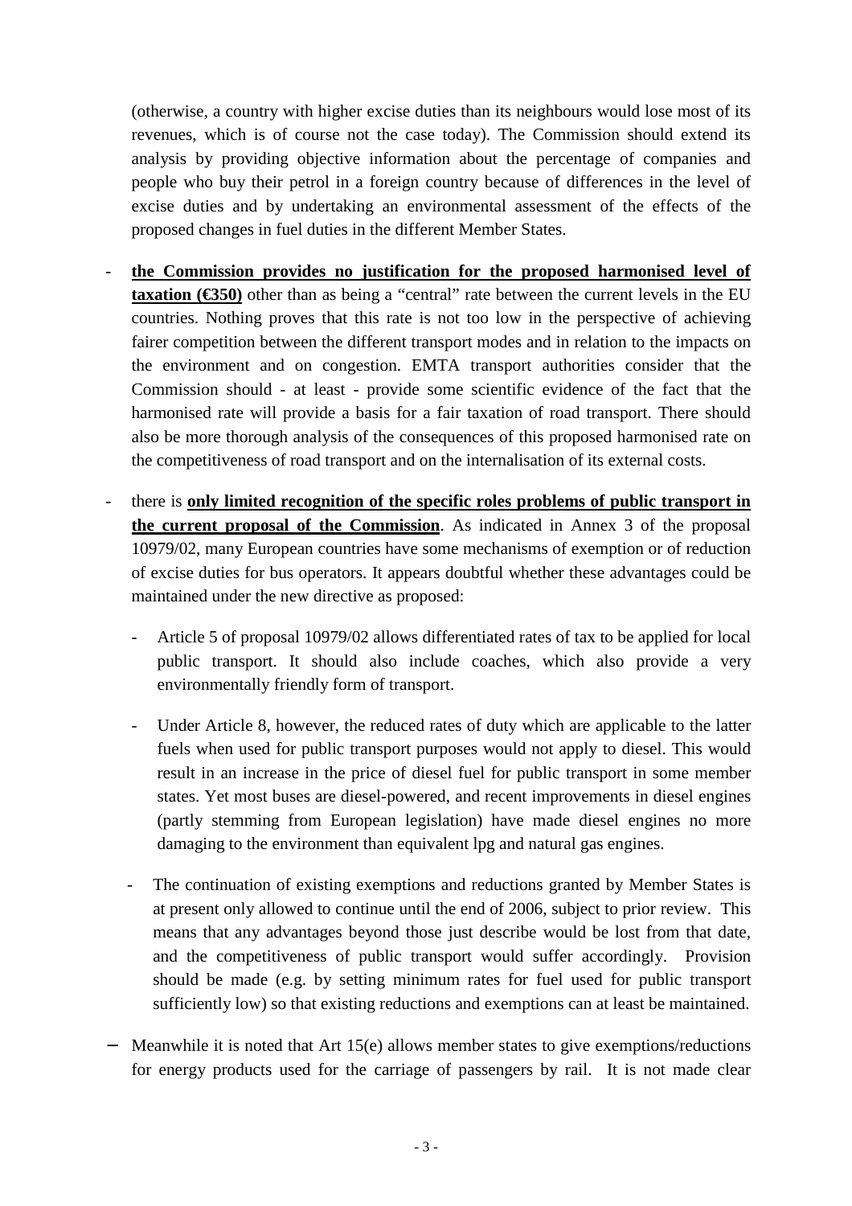(otherwise, a country with higher excise duties than its neighbours would lose most of its revenues, which is of course not the case today). The Commission should extend its analysis by providing objective information about the percentage of companies and people who buy their petrol in a foreign country because of differences in the level of excise duties and by undertaking an environmental assessment of the effects of the proposed changes in fuel duties in the different Member States.

- **<u>the Commission provides no justification for the proposed harmonised level of taxation (€350)</u>** other than as being a "central" rate between the current levels in the EU countries. Nothing proves that this rate is not too low in the perspective of achieving fairer competition between the different transport modes and in relation to the impacts on the environment and on congestion. EMTA transport authorities consider that the Commission should - at least - provide some scientific evidence of the fact that the harmonised rate will provide a basis for a fair taxation of road transport. There should also be more thorough analysis of the consequences of this proposed harmonised rate on the competitiveness of road transport and on the internalisation of its external costs.

- there is **<u>only limited recognition of the specific roles problems of public transport in the current proposal of the Commission</u>**. As indicated in Annex 3 of the proposal 10979/02, many European countries have some mechanisms of exemption or of reduction of excise duties for bus operators. It appears doubtful whether these advantages could be maintained under the new directive as proposed:

  - Article 5 of proposal 10979/02 allows differentiated rates of tax to be applied for local public transport. It should also include coaches, which also provide a very environmentally friendly form of transport.

  - Under Article 8, however, the reduced rates of duty which are applicable to the latter fuels when used for public transport purposes would not apply to diesel. This would result in an increase in the price of diesel fuel for public transport in some member states. Yet most buses are diesel-powered, and recent improvements in diesel engines (partly stemming from European legislation) have made diesel engines no more damaging to the environment than equivalent lpg and natural gas engines.

  - The continuation of existing exemptions and reductions granted by Member States is at present only allowed to continue until the end of 2006, subject to prior review. This means that any advantages beyond those just describe would be lost from that date, and the competitiveness of public transport would suffer accordingly. Provision should be made (e.g. by setting minimum rates for fuel used for public transport sufficiently low) so that existing reductions and exemptions can at least be maintained.

- Meanwhile it is noted that Art 15(e) allows member states to give exemptions/reductions for energy products used for the carriage of passengers by rail. It is not made clear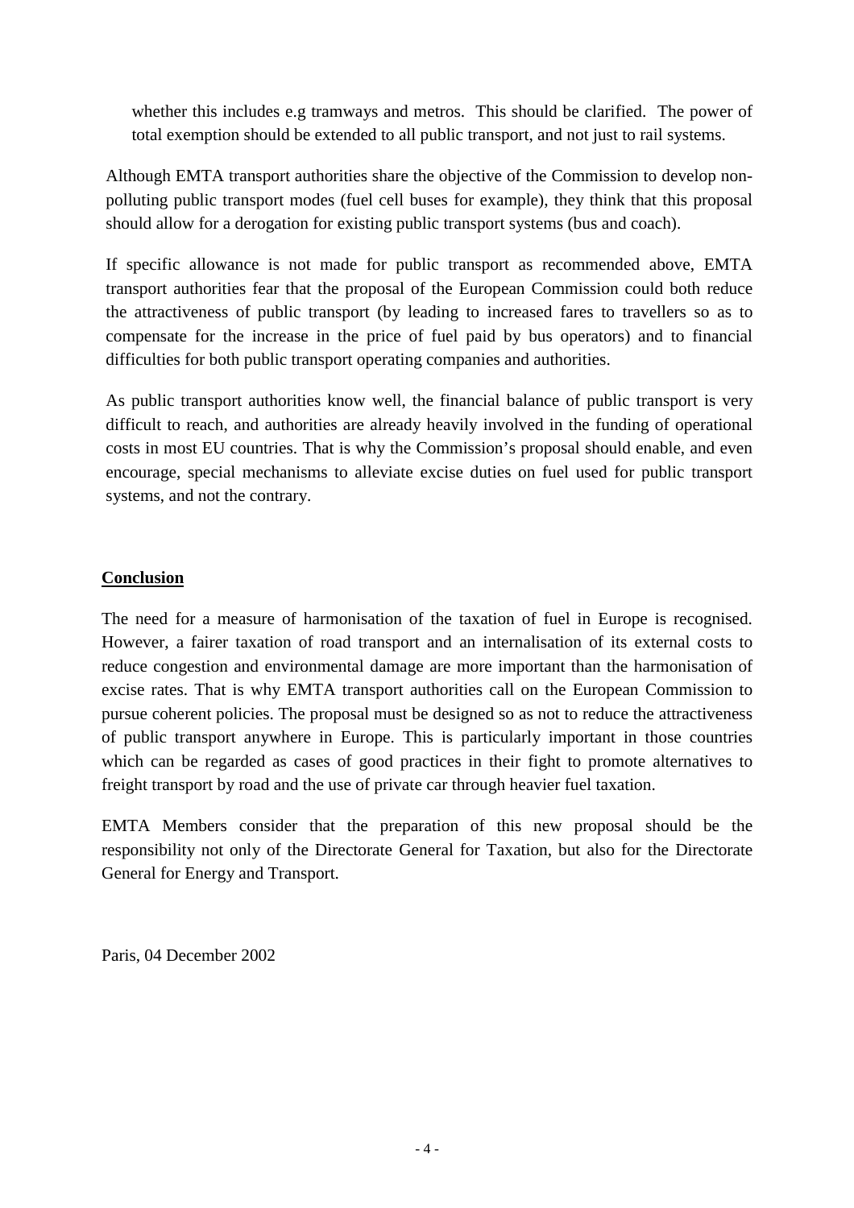whether this includes e.g tramways and metros. This should be clarified. The power of total exemption should be extended to all public transport, and not just to rail systems.

Although EMTA transport authorities share the objective of the Commission to develop non-polluting public transport modes (fuel cell buses for example), they think that this proposal should allow for a derogation for existing public transport systems (bus and coach).

If specific allowance is not made for public transport as recommended above, EMTA transport authorities fear that the proposal of the European Commission could both reduce the attractiveness of public transport (by leading to increased fares to travellers so as to compensate for the increase in the price of fuel paid by bus operators) and to financial difficulties for both public transport operating companies and authorities.

As public transport authorities know well, the financial balance of public transport is very difficult to reach, and authorities are already heavily involved in the funding of operational costs in most EU countries. That is why the Commission's proposal should enable, and even encourage, special mechanisms to alleviate excise duties on fuel used for public transport systems, and not the contrary.

## Conclusion

The need for a measure of harmonisation of the taxation of fuel in Europe is recognised. However, a fairer taxation of road transport and an internalisation of its external costs to reduce congestion and environmental damage are more important than the harmonisation of excise rates. That is why EMTA transport authorities call on the European Commission to pursue coherent policies. The proposal must be designed so as not to reduce the attractiveness of public transport anywhere in Europe. This is particularly important in those countries which can be regarded as cases of good practices in their fight to promote alternatives to freight transport by road and the use of private car through heavier fuel taxation.

EMTA Members consider that the preparation of this new proposal should be the responsibility not only of the Directorate General for Taxation, but also for the Directorate General for Energy and Transport.

Paris, 04 December 2002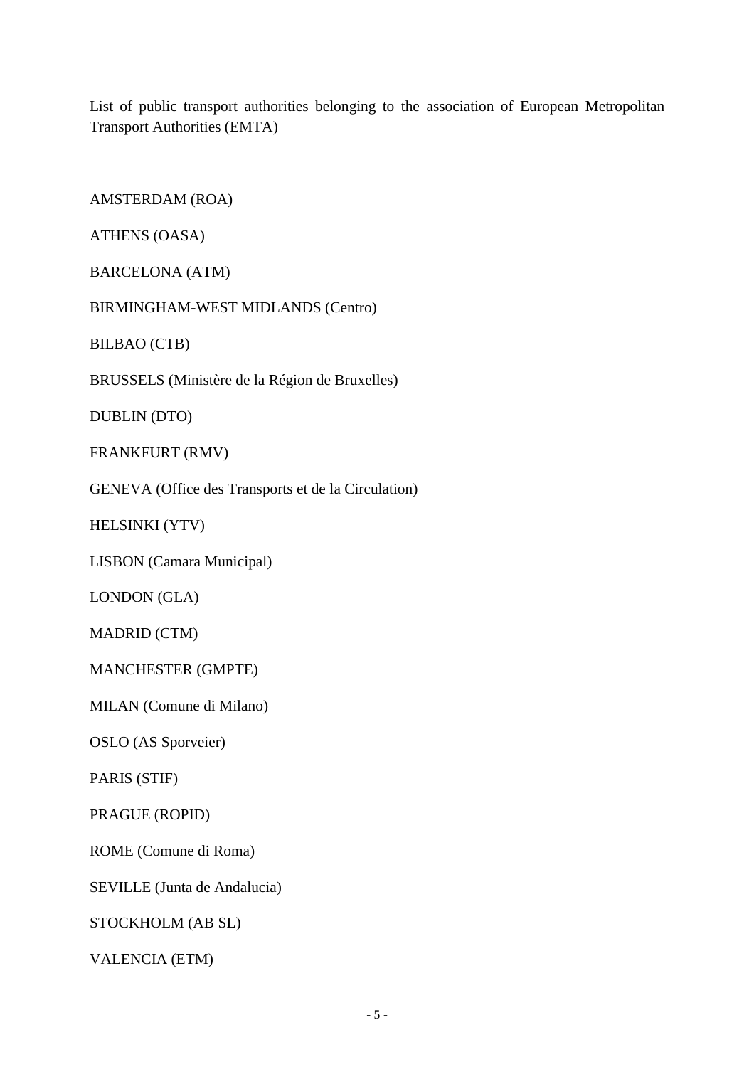List of public transport authorities belonging to the association of European Metropolitan Transport Authorities (EMTA)

AMSTERDAM (ROA)

ATHENS (OASA)

BARCELONA (ATM)

BIRMINGHAM-WEST MIDLANDS (Centro)

BILBAO (CTB)

BRUSSELS (Ministère de la Région de Bruxelles)

DUBLIN (DTO)

FRANKFURT (RMV)

GENEVA (Office des Transports et de la Circulation)

HELSINKI (YTV)

LISBON (Camara Municipal)

LONDON (GLA)

MADRID (CTM)

MANCHESTER (GMPTE)

MILAN (Comune di Milano)

OSLO (AS Sporveier)

PARIS (STIF)

PRAGUE (ROPID)

ROME (Comune di Roma)

SEVILLE (Junta de Andalucia)

STOCKHOLM (AB SL)

VALENCIA (ETM)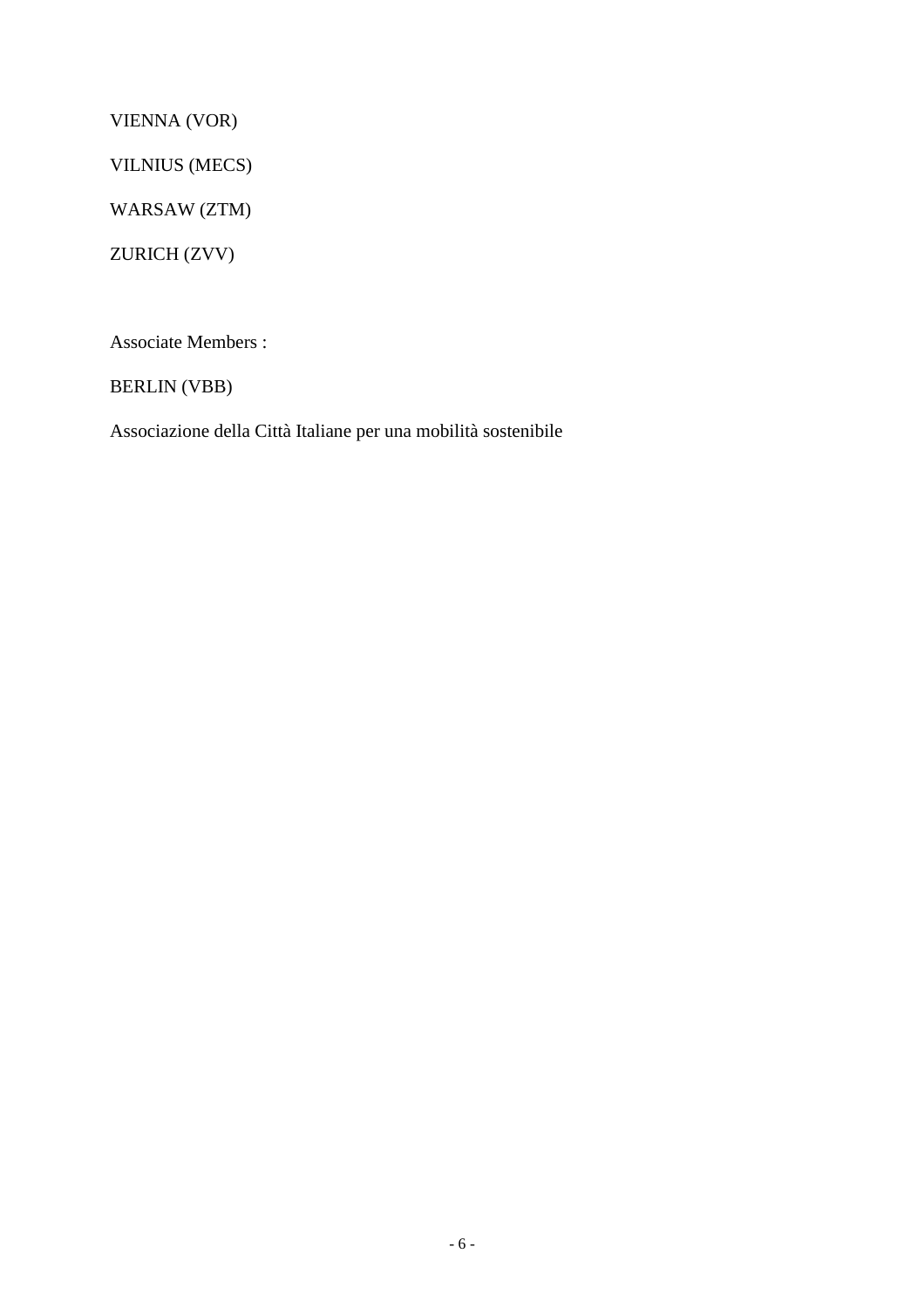VIENNA (VOR)

VILNIUS (MECS)

WARSAW (ZTM)

ZURICH (ZVV)

Associate Members :

BERLIN (VBB)

Associazione della Città Italiane per una mobilità sostenibile